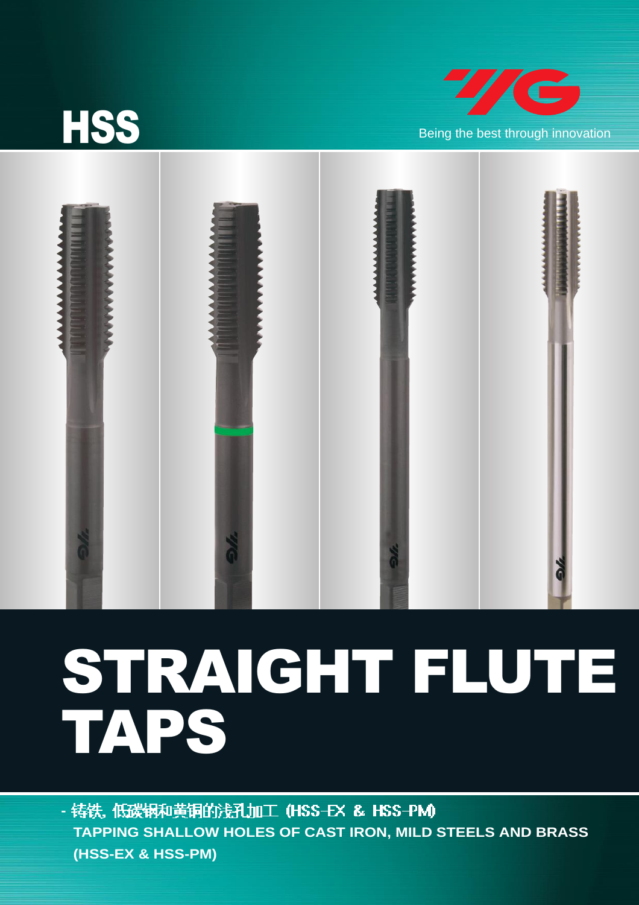HSS

Being the best through innovation

# STRAIGHT FLUTE TAPS

- 铸铁, 低碳钢和黄铜的浅孔加工 (HSS-EX & HSS-PM)

**TAPPING SHALLOW HOLES OF CAST IRON, MILD STEELS AND BRASS (HSS-EX & HSS-PM)**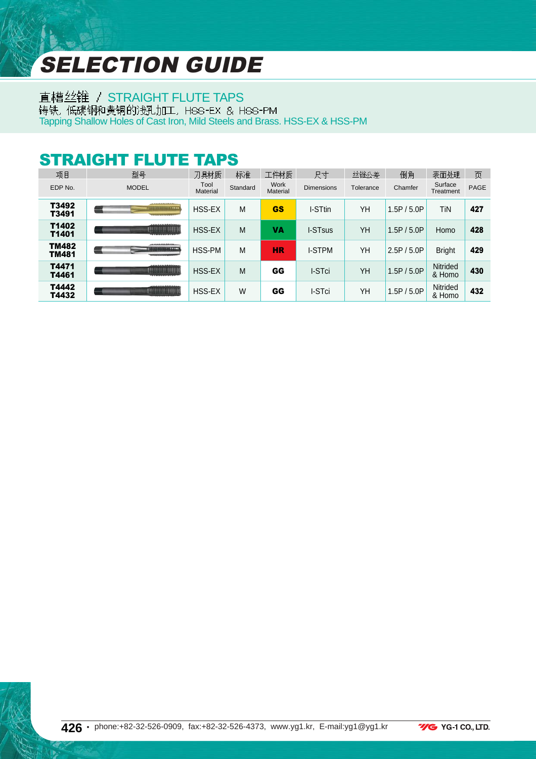# SELECTION GUIDE

## 直槽丝锥 / STRAIGHT FLUTE TAPS

铸铁，低碳钢和黄铜的浅孔加工，HSS-EX & HSS-PM

Tapping Shallow Holes of Cast Iron, Mild Steels and Brass. HSS-EX & HSS-PM

## STRAIGHT FLUTE TAPS

| 项目<br>EDP No. | 型号<br>MODEL | 刀具材质<br>Tool Material | 标准<br>Standard | 工件材质<br>Work Material | 尺寸<br>Dimensions | 丝锥公差<br>Tolerance | 倒角<br>Chamfer | 表面处理<br>Surface Treatment | 页<br>PAGE |
|---|---|---|---|---|---|---|---|---|---|
| **T3492**<br>**T3491** | | HSS-EX | M | **GS** | I-STtin | YH | 1.5P / 5.0P | TiN | **427** |
| **T1402**<br>**T1401** | | HSS-EX | M | **VA** | I-STsus | YH | 1.5P / 5.0P | Homo | **428** |
| **TM482**<br>**TM481** | | HSS-PM | M | **HR** | I-STPM | YH | 2.5P / 5.0P | Bright | **429** |
| **T4471**<br>**T4461** | | HSS-EX | M | **GG** | I-STci | YH | 1.5P / 5.0P | Nitrided & Homo | **430** |
| **T4442**<br>**T4432** | | HSS-EX | W | **GG** | I-STci | YH | 1.5P / 5.0P | Nitrided & Homo | **432** |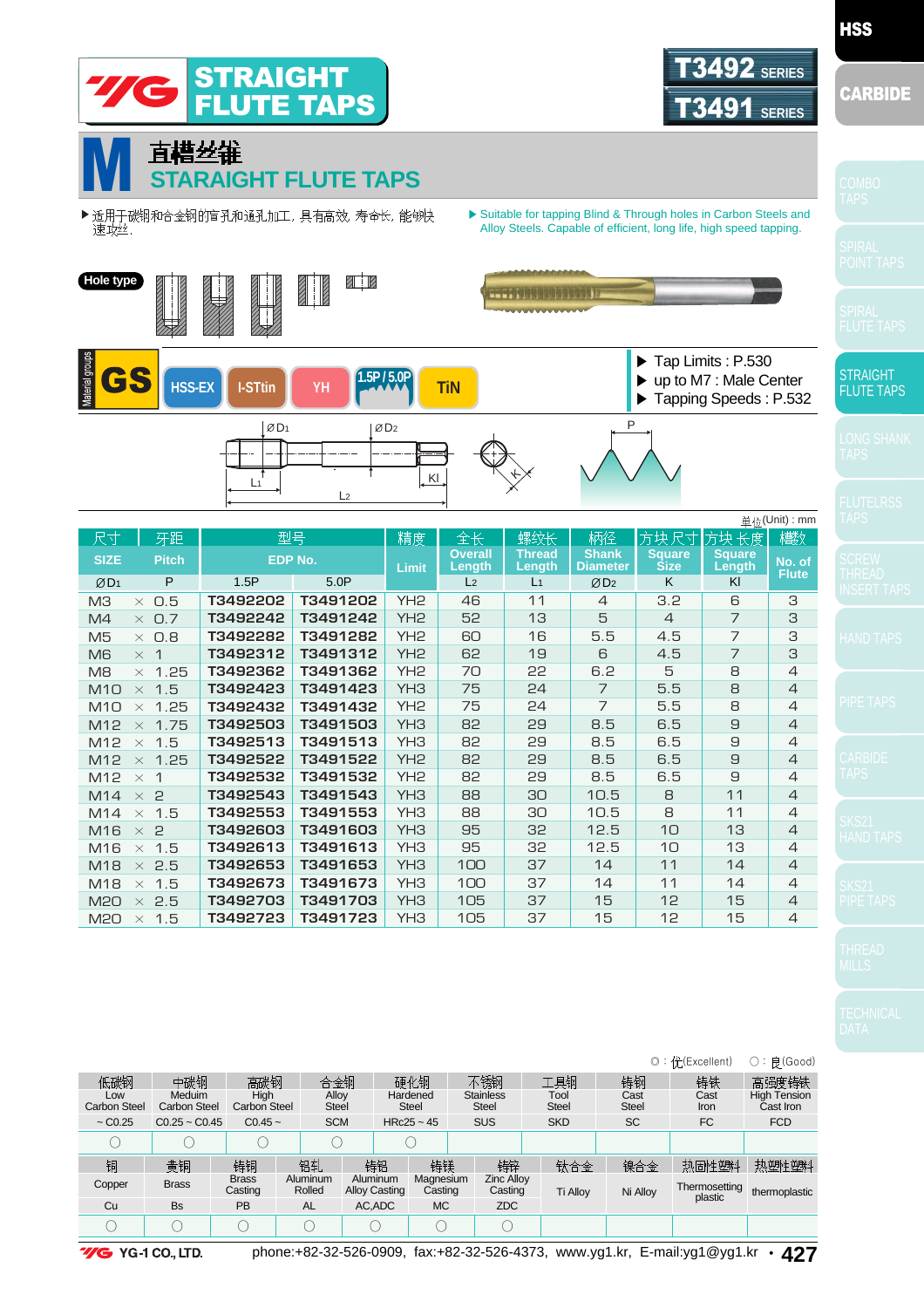# STRAIGHT FLUTE TAPS

T3492 SERIES
T3491 SERIES

## M 直槽丝锥
## STARAIGHT FLUTE TAPS

▶适用于碳钢和合金钢的盲孔和通孔加工，具有高效，寿命长，能够快速攻丝.

▶ Suitable for tapping Blind & Through holes in Carbon Steels and Alloy Steels. Capable of efficient, long life, high speed tapping.

**Hole type**

Material groups: **GS** | HSS-EX | I-STtin | YH | 1.5P / 5.0P | TiN

- ▶ Tap Limits : P.530
- ▶ up to M7 : Male Center
- ▶ Tapping Speeds : P.532

单位(Unit) : mm

| 尺寸 SIZE | 牙距 Pitch | 型号 EDP No. | | 精度 Limit | 全长 Overall Length | 螺纹长 Thread Length | 柄径 Shank Diameter | 方块尺寸 Square Size | 方块长度 Square Length | 槽数 No. of Flute |
|---|---|---|---|---|---|---|---|---|---|---|
| ØD1 | P | 1.5P | 5.0P | | L2 | L1 | ØD2 | K | Kl | |
| M3 | × 0.5 | T3492202 | T3491202 | YH2 | 46 | 11 | 4 | 3.2 | 6 | 3 |
| M4 | × 0.7 | T3492242 | T3491242 | YH2 | 52 | 13 | 5 | 4 | 7 | 3 |
| M5 | × 0.8 | T3492282 | T3491282 | YH2 | 60 | 16 | 5.5 | 4.5 | 7 | 3 |
| M6 | × 1 | T3492312 | T3491312 | YH2 | 62 | 19 | 6 | 4.5 | 7 | 3 |
| M8 | × 1.25 | T3492362 | T3491362 | YH2 | 70 | 22 | 6.2 | 5 | 8 | 4 |
| M10 | × 1.5 | T3492423 | T3491423 | YH3 | 75 | 24 | 7 | 5.5 | 8 | 4 |
| M10 | × 1.25 | T3492432 | T3491432 | YH2 | 75 | 24 | 7 | 5.5 | 8 | 4 |
| M12 | × 1.75 | T3492503 | T3491503 | YH3 | 82 | 29 | 8.5 | 6.5 | 9 | 4 |
| M12 | × 1.5 | T3492513 | T3491513 | YH3 | 82 | 29 | 8.5 | 6.5 | 9 | 4 |
| M12 | × 1.25 | T3492522 | T3491522 | YH2 | 82 | 29 | 8.5 | 6.5 | 9 | 4 |
| M12 | × 1 | T3492532 | T3491532 | YH2 | 82 | 29 | 8.5 | 6.5 | 9 | 4 |
| M14 | × 2 | T3492543 | T3491543 | YH3 | 88 | 30 | 10.5 | 8 | 11 | 4 |
| M14 | × 1.5 | T3492553 | T3491553 | YH3 | 88 | 30 | 10.5 | 8 | 11 | 4 |
| M16 | × 2 | T3492603 | T3491603 | YH3 | 95 | 32 | 12.5 | 10 | 13 | 4 |
| M16 | × 1.5 | T3492613 | T3491613 | YH3 | 95 | 32 | 12.5 | 10 | 13 | 4 |
| M18 | × 2.5 | T3492653 | T3491653 | YH3 | 100 | 37 | 14 | 11 | 14 | 4 |
| M18 | × 1.5 | T3492673 | T3491673 | YH3 | 100 | 37 | 14 | 11 | 14 | 4 |
| M20 | × 2.5 | T3492703 | T3491703 | YH3 | 105 | 37 | 15 | 12 | 15 | 4 |
| M20 | × 1.5 | T3492723 | T3491723 | YH3 | 105 | 37 | 15 | 12 | 15 | 4 |

◎ : 优(Excellent)　○ : 良(Good)

| 低碳钢 Low Carbon Steel | 中碳钢 Meduim Carbon Steel | 高碳钢 High Carbon Steel | 合金钢 Alloy Steel | 硬化钢 Hardened Steel | 不锈钢 Stainless Steel | 工具钢 Tool Steel | 铸钢 Cast Steel | 铸铁 Cast Iron | 高强度铸铁 High Tension Cast Iron |
|---|---|---|---|---|---|---|---|---|---|
| ~ C0.25 | C0.25 ~ C0.45 | C0.45 ~ | SCM | HRc25 ~ 45 | SUS | SKD | SC | FC | FCD |
| ○ | ○ | ○ | ○ | ○ | | | | | |

| 铜 Copper | 黄铜 Brass | 铸铜 Brass Casting | 铝轧 Aluminum Rolled | 铸铝 Aluminum Alloy Casting | 铸镁 Magnesium Casting | 铸锌 Zinc Alloy Casting | 钛合金 Ti Alloy | 镍合金 Ni Alloy | 热固性塑料 Thermosetting plastic | 热塑性塑料 thermoplastic |
|---|---|---|---|---|---|---|---|---|---|---|
| Cu | Bs | PB | AL | AC,ADC | MC | ZDC | | | | |
| ○ | ○ | ○ | ○ | ○ | ○ | ○ | | | | |

YG-1 CO., LTD. phone:+82-32-526-0909, fax:+82-32-526-4373, www.yg1.kr, E-mail:yg1@yg1.kr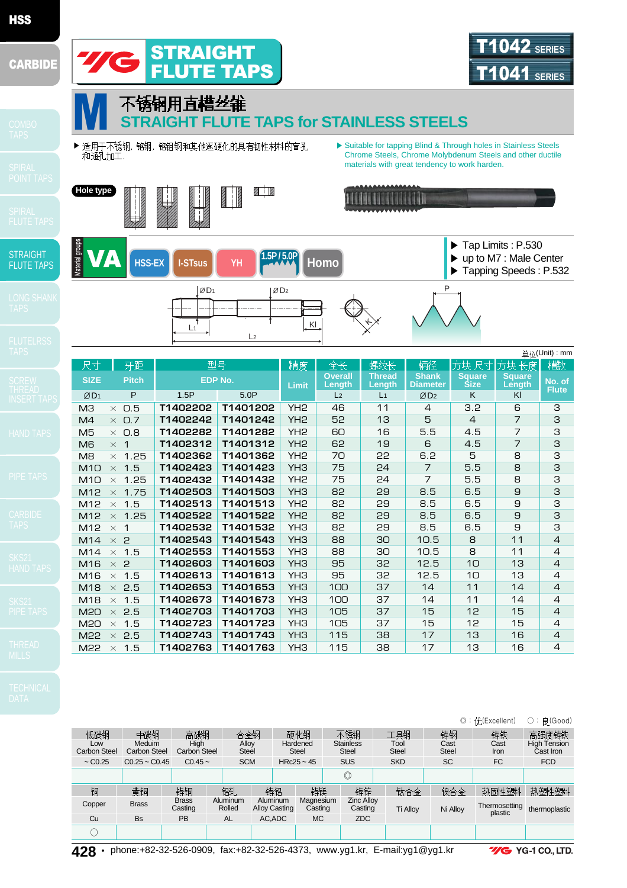# STRAIGHT FLUTE TAPS

T1042 SERIES
T1041 SERIES

## M 不锈钢用直槽丝锥
## STRAIGHT FLUTE TAPS for STAINLESS STEELS

▶ 适用于不锈钢，铬钢，铬钼钢和其他逐硬化的具有韧性材料的盲孔和通孔加工.

▶ Suitable for tapping Blind & Through holes in Stainless Steels Chrome Steels, Chrome Molybdenum Steels and other ductile materials with great tendency to work harden.

Hole type

Material groups: VA — HSS-EX | I-STsus | YH | 1.5P / 5.0P | Homo

▶ Tap Limits : P.530
▶ up to M7 : Male Center
▶ Tapping Speeds : P.532

单位(Unit) : mm

| 尺寸 SIZE ØD1 | | 牙距 Pitch P | 型号 EDP No. 1.5P | 5.0P | 精度 Limit | 全长 Overall Length L2 | 螺纹长 Thread Length L1 | 柄径 Shank Diameter ØD2 | 方块尺寸 Square Size K | 方块长度 Square Length Kl | 槽数 No. of Flute |
|---|---|---|---|---|---|---|---|---|---|---|---|
| M3 | × | 0.5 | T1402202 | T1401202 | YH2 | 46 | 11 | 4 | 3.2 | 6 | 3 |
| M4 | × | 0.7 | T1402242 | T1401242 | YH2 | 52 | 13 | 5 | 4 | 7 | 3 |
| M5 | × | 0.8 | T1402282 | T1401282 | YH2 | 60 | 16 | 5.5 | 4.5 | 7 | 3 |
| M6 | × | 1 | T1402312 | T1401312 | YH2 | 62 | 19 | 6 | 4.5 | 7 | 3 |
| M8 | × | 1.25 | T1402362 | T1401362 | YH2 | 70 | 22 | 6.2 | 5 | 8 | 3 |
| M10 | × | 1.5 | T1402423 | T1401423 | YH3 | 75 | 24 | 7 | 5.5 | 8 | 3 |
| M10 | × | 1.25 | T1402432 | T1401432 | YH2 | 75 | 24 | 7 | 5.5 | 8 | 3 |
| M12 | × | 1.75 | T1402503 | T1401503 | YH3 | 82 | 29 | 8.5 | 6.5 | 9 | 3 |
| M12 | × | 1.5 | T1402513 | T1401513 | YH2 | 82 | 29 | 8.5 | 6.5 | 9 | 3 |
| M12 | × | 1.25 | T1402522 | T1401522 | YH2 | 82 | 29 | 8.5 | 6.5 | 9 | 3 |
| M12 | × | 1 | T1402532 | T1401532 | YH3 | 82 | 29 | 8.5 | 6.5 | 9 | 3 |
| M14 | × | 2 | T1402543 | T1401543 | YH3 | 88 | 30 | 10.5 | 8 | 11 | 4 |
| M14 | × | 1.5 | T1402553 | T1401553 | YH3 | 88 | 30 | 10.5 | 8 | 11 | 4 |
| M16 | × | 2 | T1402603 | T1401603 | YH3 | 95 | 32 | 12.5 | 10 | 13 | 4 |
| M16 | × | 1.5 | T1402613 | T1401613 | YH3 | 95 | 32 | 12.5 | 10 | 13 | 4 |
| M18 | × | 2.5 | T1402653 | T1401653 | YH3 | 100 | 37 | 14 | 11 | 14 | 4 |
| M18 | × | 1.5 | T1402673 | T1401673 | YH3 | 100 | 37 | 14 | 11 | 14 | 4 |
| M20 | × | 2.5 | T1402703 | T1401703 | YH3 | 105 | 37 | 15 | 12 | 15 | 4 |
| M20 | × | 1.5 | T1402723 | T1401723 | YH3 | 105 | 37 | 15 | 12 | 15 | 4 |
| M22 | × | 2.5 | T1402743 | T1401743 | YH3 | 115 | 38 | 17 | 13 | 16 | 4 |
| M22 | × | 1.5 | T1402763 | T1401763 | YH3 | 115 | 38 | 17 | 13 | 16 | 4 |

◎ : 优(Excellent)　○ : 良(Good)

| 低碳钢 Low Carbon Steel | 中碳钢 Meduim Carbon Steel | 高碳钢 High Carbon Steel | 合金钢 Alloy Steel | 硬化钢 Hardened Steel | 不锈钢 Stainless Steel | 工具钢 Tool Steel | 铸钢 Cast Steel | 铸铁 Cast Iron | 高强度铸铁 High Tension Cast Iron |
|---|---|---|---|---|---|---|---|---|---|
| ~ C0.25 | C0.25 ~ C0.45 | C0.45 ~ | SCM | HRc25 ~ 45 | SUS | SKD | SC | FC | FCD |
| | | | | | ◎ | | | | |

| 铜 Copper | 黄铜 Brass | 铸铜 Brass Casting | 铝 Aluminum Rolled | 铸铝 Aluminum Alloy Casting | 铸镁 Magnesium Casting | 铸锌 Zinc Alloy Casting | 钛合金 Ti Alloy | 镍合金 Ni Alloy | 热固性塑料 Thermosetting plastic | 热塑性塑料 thermoplastic |
|---|---|---|---|---|---|---|---|---|---|---|
| Cu | Bs | PB | AL | AC,ADC | MC | ZDC | | | | |
| ○ | | | | | | | | | | |

phone:+82-32-526-0909, fax:+82-32-526-4373, www.yg1.kr, E-mail:yg1@yg1.kr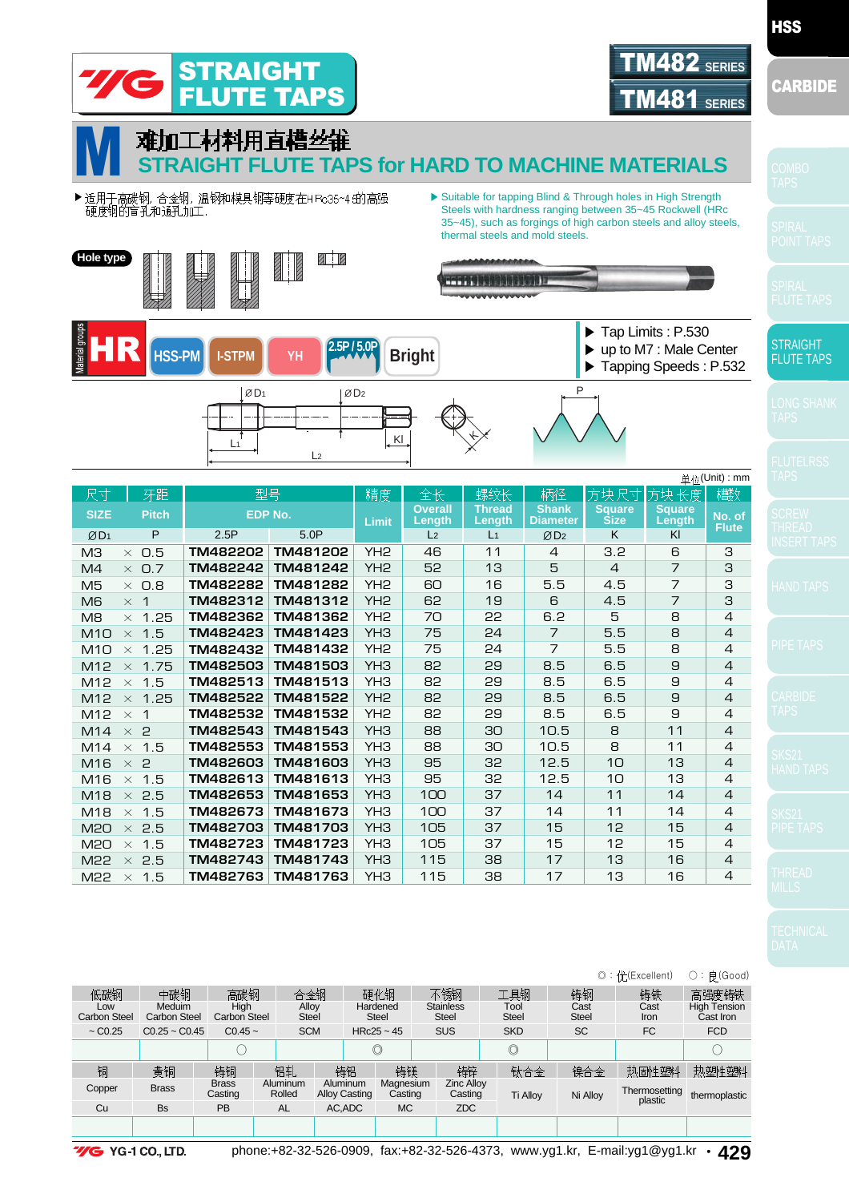# STRAIGHT FLUTE TAPS

## TM482 SERIES / TM481 SERIES

HSS | CARBIDE

# M 难加工材料用直槽丝锥

## STRAIGHT FLUTE TAPS for HARD TO MACHINE MATERIALS

▶ 适用于高碳钢, 合金钢, 温钢和模具钢等硬度在HRc35~45的高强硬度钢的盲孔和通孔加工.

▶ Suitable for tapping Blind & Through holes in High Strength Steels with hardness ranging between 35~45 Rockwell (HRc 35~45), such as forgings of high carbon steels and alloy steels, thermal steels and mold steels.

Hole type

Material groups: HR | HSS-PM | I-STPM | YH | 2.5P / 5.0P | Bright

- ▶ Tap Limits : P.530
- ▶ up to M7 : Male Center
- ▶ Tapping Speeds : P.532

单位(Unit) : mm

| 尺寸 SIZE | 牙距 Pitch | 型号 EDP No. | | 精度 Limit | 全长 Overall Length | 螺纹长 Thread Length | 柄径 Shank Diameter | 方块尺寸 Square Size | 方块长度 Square Length | 槽数 No. of Flute |
|---|---|---|---|---|---|---|---|---|---|---|
| ØD1 | P | 2.5P | 5.0P | | L2 | L1 | ØD2 | K | Kl | |
| M3 | × 0.5 | TM482202 | TM481202 | YH2 | 46 | 11 | 4 | 3.2 | 6 | 3 |
| M4 | × 0.7 | TM482242 | TM481242 | YH2 | 52 | 13 | 5 | 4 | 7 | 3 |
| M5 | × 0.8 | TM482282 | TM481282 | YH2 | 60 | 16 | 5.5 | 4.5 | 7 | 3 |
| M6 | × 1 | TM482312 | TM481312 | YH2 | 62 | 19 | 6 | 4.5 | 7 | 3 |
| M8 | × 1.25 | TM482362 | TM481362 | YH2 | 70 | 22 | 6.2 | 5 | 8 | 4 |
| M10 | × 1.5 | TM482423 | TM481423 | YH3 | 75 | 24 | 7 | 5.5 | 8 | 4 |
| M10 | × 1.25 | TM482432 | TM481432 | YH2 | 75 | 24 | 7 | 5.5 | 8 | 4 |
| M12 | × 1.75 | TM482503 | TM481503 | YH3 | 82 | 29 | 8.5 | 6.5 | 9 | 4 |
| M12 | × 1.5 | TM482513 | TM481513 | YH3 | 82 | 29 | 8.5 | 6.5 | 9 | 4 |
| M12 | × 1.25 | TM482522 | TM481522 | YH2 | 82 | 29 | 8.5 | 6.5 | 9 | 4 |
| M12 | × 1 | TM482532 | TM481532 | YH2 | 82 | 29 | 8.5 | 6.5 | 9 | 4 |
| M14 | × 2 | TM482543 | TM481543 | YH3 | 88 | 30 | 10.5 | 8 | 11 | 4 |
| M14 | × 1.5 | TM482553 | TM481553 | YH3 | 88 | 30 | 10.5 | 8 | 11 | 4 |
| M16 | × 2 | TM482603 | TM481603 | YH3 | 95 | 32 | 12.5 | 10 | 13 | 4 |
| M16 | × 1.5 | TM482613 | TM481613 | YH3 | 95 | 32 | 12.5 | 10 | 13 | 4 |
| M18 | × 2.5 | TM482653 | TM481653 | YH3 | 100 | 37 | 14 | 11 | 14 | 4 |
| M18 | × 1.5 | TM482673 | TM481673 | YH3 | 100 | 37 | 14 | 11 | 14 | 4 |
| M20 | × 2.5 | TM482703 | TM481703 | YH3 | 105 | 37 | 15 | 12 | 15 | 4 |
| M20 | × 1.5 | TM482723 | TM481723 | YH3 | 105 | 37 | 15 | 12 | 15 | 4 |
| M22 | × 2.5 | TM482743 | TM481743 | YH3 | 115 | 38 | 17 | 13 | 16 | 4 |
| M22 | × 1.5 | TM482763 | TM481763 | YH3 | 115 | 38 | 17 | 13 | 16 | 4 |

◎ : 优(Excellent)　○ : 良(Good)

| 低碳钢 Low Carbon Steel | 中碳钢 Meduim Carbon Steel | 高碳钢 High Carbon Steel | 合金钢 Alloy Steel | 硬化钢 Hardened Steel | 不锈钢 Stainless Steel | 工具钢 Tool Steel | 铸钢 Cast Steel | 铸铁 Cast Iron | 高强度铸铁 High Tension Cast Iron |
|---|---|---|---|---|---|---|---|---|---|
| ~ C0.25 | C0.25 ~ C0.45 | C0.45 ~ | SCM | HRc25 ~ 45 | SUS | SKD | SC | FC | FCD |
| | | ○ | | ◎ | | ◎ | | | ○ |

| 铜 Copper | 黄铜 Brass | 铸铜 Brass Casting | 铝轧 Aluminum Rolled | 铸铝 Aluminum Alloy Casting | 铸镁 Magnesium Casting | 铸锌 Zinc Alloy Casting | 钛合金 Ti Alloy | 镍合金 Ni Alloy | 热固性塑料 Thermosetting plastic | 热塑性塑料 thermoplastic |
|---|---|---|---|---|---|---|---|---|---|---|
| Cu | Bs | PB | AL | AC,ADC | MC | ZDC | | | | |
| | | | | | | | | | | |

YG-1 CO., LTD. phone:+82-32-526-0909, fax:+82-32-526-4373, www.yg1.kr, E-mail:yg1@yg1.kr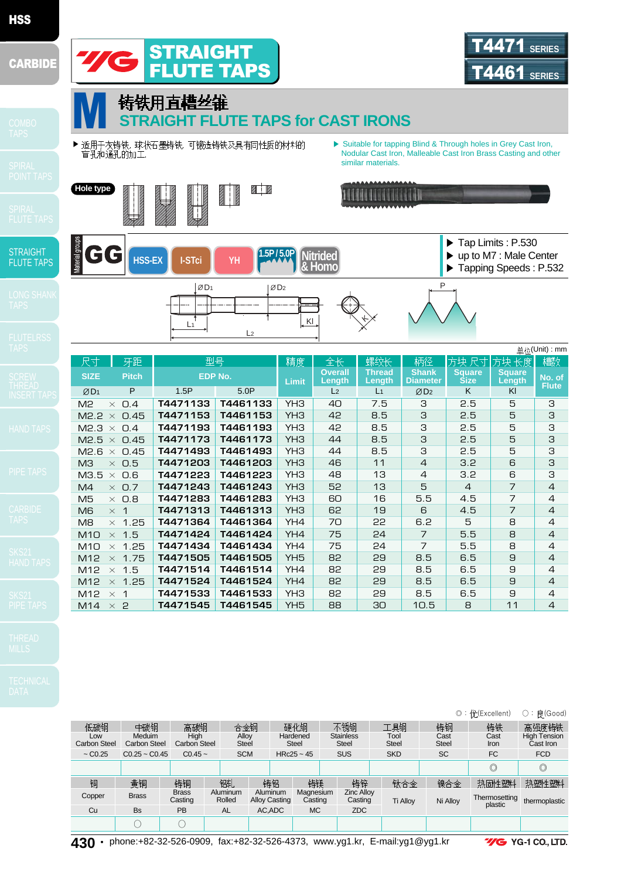# STRAIGHT FLUTE TAPS

T4471 SERIES
T4461 SERIES

## 铸铁用直槽丝锥
## STRAIGHT FLUTE TAPS for CAST IRONS

▶ 适用于灰铸铁, 球状石墨铸铁, 可锻造铸铁及具有同性质的材料的盲孔和通孔的加工.

▶ Suitable for tapping Blind & Through holes in Grey Cast Iron, Nodular Cast Iron, Malleable Cast Iron Brass Casting and other similar materials.

Hole type

Material groups: GG | HSS-EX | I-STci | YH | 1.5P / 5.0P | Nitrided & Homo

- ▶ Tap Limits : P.530
- ▶ up to M7 : Male Center
- ▶ Tapping Speeds : P.532

单位(Unit) : mm

| 尺寸 SIZE | 牙距 Pitch | 型号 EDP No. | | 精度 Limit | 全长 Overall Length | 螺纹长 Thread Length | 柄径 Shank Diameter | 方块尺寸 Square Size | 方块长度 Square Length | 槽数 No. of Flute |
|---|---|---|---|---|---|---|---|---|---|---|
| ØD1 | P | 1.5P | 5.0P | | L2 | L1 | ØD2 | K | Kl | |
| M2 | × 0.4 | T4471133 | T4461133 | YH3 | 40 | 7.5 | 3 | 2.5 | 5 | 3 |
| M2.2 | × 0.45 | T4471153 | T4461153 | YH3 | 42 | 8.5 | 3 | 2.5 | 5 | 3 |
| M2.3 | × 0.4 | T4471193 | T4461193 | YH3 | 42 | 8.5 | 3 | 2.5 | 5 | 3 |
| M2.5 | × 0.45 | T4471173 | T4461173 | YH3 | 44 | 8.5 | 3 | 2.5 | 5 | 3 |
| M2.6 | × 0.45 | T4471493 | T4461493 | YH3 | 44 | 8.5 | 3 | 2.5 | 5 | 3 |
| M3 | × 0.5 | T4471203 | T4461203 | YH3 | 46 | 11 | 4 | 3.2 | 6 | 3 |
| M3.5 | × 0.6 | T4471223 | T4461223 | YH3 | 48 | 13 | 4 | 3.2 | 6 | 3 |
| M4 | × 0.7 | T4471243 | T4461243 | YH3 | 52 | 13 | 5 | 4 | 7 | 4 |
| M5 | × 0.8 | T4471283 | T4461283 | YH3 | 60 | 16 | 5.5 | 4.5 | 7 | 4 |
| M6 | × 1 | T4471313 | T4461313 | YH3 | 62 | 19 | 6 | 4.5 | 7 | 4 |
| M8 | × 1.25 | T4471364 | T4461364 | YH4 | 70 | 22 | 6.2 | 5 | 8 | 4 |
| M10 | × 1.5 | T4471424 | T4461424 | YH4 | 75 | 24 | 7 | 5.5 | 8 | 4 |
| M10 | × 1.25 | T4471434 | T4461434 | YH4 | 75 | 24 | 7 | 5.5 | 8 | 4 |
| M12 | × 1.75 | T4471505 | T4461505 | YH5 | 82 | 29 | 8.5 | 6.5 | 9 | 4 |
| M12 | × 1.5 | T4471514 | T4461514 | YH4 | 82 | 29 | 8.5 | 6.5 | 9 | 4 |
| M12 | × 1.25 | T4471524 | T4461524 | YH4 | 82 | 29 | 8.5 | 6.5 | 9 | 4 |
| M12 | × 1 | T4471533 | T4461533 | YH3 | 82 | 29 | 8.5 | 6.5 | 9 | 4 |
| M14 | × 2 | T4471545 | T4461545 | YH5 | 88 | 30 | 10.5 | 8 | 11 | 4 |

◎ : 优(Excellent)　○ : 良(Good)

| 低碳钢 Low Carbon Steel | 中碳钢 Meduim Carbon Steel | 高碳钢 High Carbon Steel | 合金钢 Alloy Steel | 硬化钢 Hardened Steel | 不锈钢 Stainless Steel | 工具钢 Tool Steel | 铸钢 Cast Steel | 铸铁 Cast Iron | 高强度铸铁 High Tension Cast Iron |
|---|---|---|---|---|---|---|---|---|---|
| ~ C0.25 | C0.25 ~ C0.45 | C0.45 ~ | SCM | HRc25 ~ 45 | SUS | SKD | SC | FC | FCD |
| | | | | | | | | ◎ | ◎ |

| 铜 Copper | 黄铜 Brass | 铸铜 Brass Casting | 铝轧 Aluminum Rolled | 铸铝 Aluminum Alloy Casting | 铸镁 Magnesium Casting | 铸锌 Zinc Alloy Casting | 钛合金 Ti Alloy | 镍合金 Ni Alloy | 热固性塑料 Thermosetting plastic | 热塑性塑料 thermoplastic |
|---|---|---|---|---|---|---|---|---|---|---|
| Cu | Bs | PB | AL | AC,ADC | MC | ZDC | | | | |
| | ○ | ○ | | | | | | | | |

phone:+82-32-526-0909, fax:+82-32-526-4373, www.yg1.kr, E-mail:yg1@yg1.kr

YG-1 CO., LTD.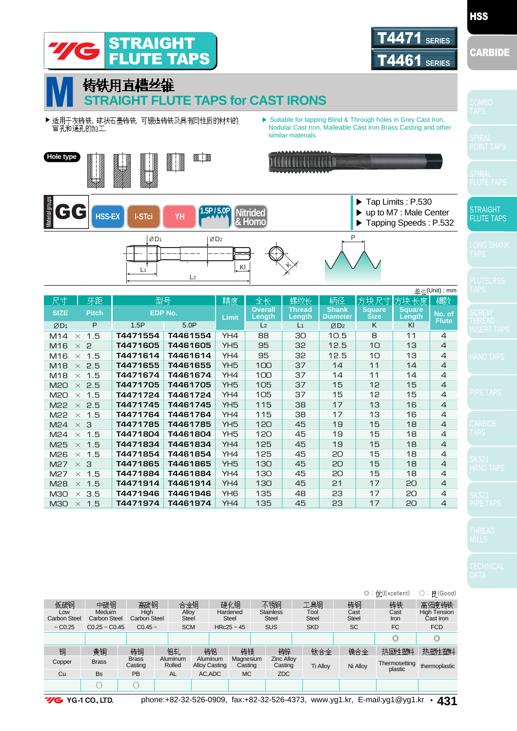# STRAIGHT FLUTE TAPS

T4471 SERIES
T4461 SERIES

## M 铸铁用直槽丝锥
## STRAIGHT FLUTE TAPS for CAST IRONS

▶ 适用于灰铸铁, 球状石墨铸铁, 可锻造铸铁及具有同性质的材料的盲孔和通孔的加工.

▶ Suitable for tapping Blind & Through holes in Grey Cast Iron, Nodular Cast Iron, Malleable Cast Iron Brass Casting and other similar materials.

Hole type

Material groups: GG | HSS-EX | I-STci | YH | 1.5P / 5.0P | Nitrided & Homo

- ▶ Tap Limits : P.530
- ▶ up to M7 : Male Center
- ▶ Tapping Speeds : P.532

单位(Unit) : mm

| 尺寸 SIZE ØD1 | 牙距 Pitch P | 型号 EDP No. 1.5P | 5.0P | 精度 Limit | 全长 Overall Length L2 | 螺纹长 Thread Length L1 | 柄径 Shank Diameter ØD2 | 方块尺寸 Square Size K | 方块长度 Square Length Kl | 槽数 No. of Flute |
|---|---|---|---|---|---|---|---|---|---|---|
| M14 | × 1.5 | T4471554 | T4461554 | YH4 | 88 | 30 | 10.5 | 8 | 11 | 4 |
| M16 | × 2 | T4471605 | T4461605 | YH5 | 95 | 32 | 12.5 | 10 | 13 | 4 |
| M16 | × 1.5 | T4471614 | T4461614 | YH4 | 95 | 32 | 12.5 | 10 | 13 | 4 |
| M18 | × 2.5 | T4471655 | T4461655 | YH5 | 100 | 37 | 14 | 11 | 14 | 4 |
| M18 | × 1.5 | T4471674 | T4461674 | YH4 | 100 | 37 | 14 | 11 | 14 | 4 |
| M20 | × 2.5 | T4471705 | T4461705 | YH5 | 105 | 37 | 15 | 12 | 15 | 4 |
| M20 | × 1.5 | T4471724 | T4461724 | YH4 | 105 | 37 | 15 | 12 | 15 | 4 |
| M22 | × 2.5 | T4471745 | T4461745 | YH5 | 115 | 38 | 17 | 13 | 16 | 4 |
| M22 | × 1.5 | T4471764 | T4461764 | YH4 | 115 | 38 | 17 | 13 | 16 | 4 |
| M24 | × 3 | T4471785 | T4461785 | YH5 | 120 | 45 | 19 | 15 | 18 | 4 |
| M24 | × 1.5 | T4471804 | T4461804 | YH5 | 120 | 45 | 19 | 15 | 18 | 4 |
| M25 | × 1.5 | T4471834 | T4461834 | YH4 | 125 | 45 | 19 | 15 | 18 | 4 |
| M26 | × 1.5 | T4471854 | T4461854 | YH4 | 125 | 45 | 20 | 15 | 18 | 4 |
| M27 | × 3 | T4471865 | T4461865 | YH5 | 130 | 45 | 20 | 15 | 18 | 4 |
| M27 | × 1.5 | T4471884 | T4461884 | YH4 | 130 | 45 | 20 | 15 | 18 | 4 |
| M28 | × 1.5 | T4471914 | T4461914 | YH4 | 130 | 45 | 21 | 17 | 20 | 4 |
| M30 | × 3.5 | T4471946 | T4461946 | YH6 | 135 | 48 | 23 | 17 | 20 | 4 |
| M30 | × 1.5 | T4471974 | T4461974 | YH4 | 135 | 45 | 23 | 17 | 20 | 4 |

◎ : 优(Excellent)　○ : 良(Good)

| 低碳钢 Low Carbon Steel | 中碳钢 Meduim Carbon Steel | 高碳钢 High Carbon Steel | 合金钢 Alloy Steel | 硬化钢 Hardened Steel | 不锈钢 Stainless Steel | 工具钢 Tool Steel | 铸钢 Cast Steel | 铸铁 Cast Iron | 高强度铸铁 High Tension Cast Iron |
|---|---|---|---|---|---|---|---|---|---|
| ~ C0.25 | C0.25 ~ C0.45 | C0.45 ~ | SCM | HRc25 ~ 45 | SUS | SKD | SC | FC | FCD |
| | | | | | | | | ◎ | ◎ |

| 铜 Copper | 黄铜 Brass | 铸铜 Brass Casting | 铝轧 Aluminum Rolled | 铸铝 Aluminum Alloy Casting | 铸镁 Magnesium Casting | 铸锌 Zinc Alloy Casting | 钛合金 Ti Alloy | 镍合金 Ni Alloy | 热固性塑料 Thermosetting plastic | 热塑性塑料 thermoplastic |
|---|---|---|---|---|---|---|---|---|---|---|
| Cu | Bs | PB | AL | AC,ADC | MC | ZDC | | | | |
| | ○ | ○ | | | | | | | | |

YG-1 CO., LTD. phone:+82-32-526-0909, fax:+82-32-526-4373, www.yg1.kr, E-mail:yg1@yg1.kr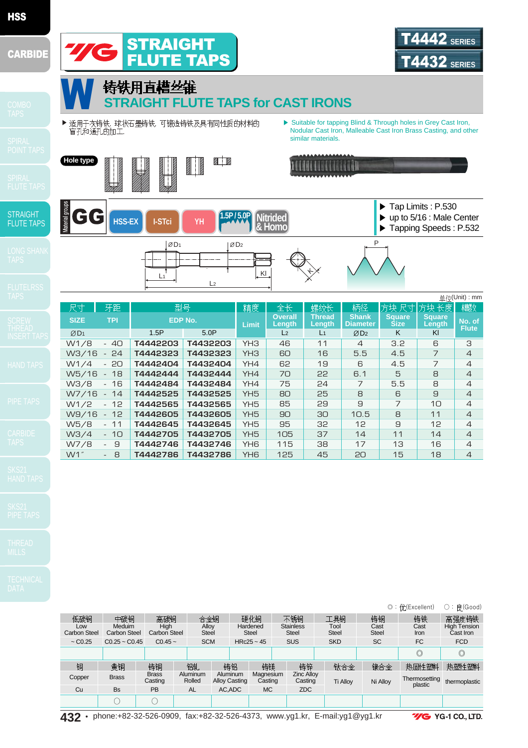# STRAIGHT FLUTE TAPS

T4442 SERIES
T4432 SERIES

## 铸铁用直槽丝锥
## STRAIGHT FLUTE TAPS for CAST IRONS

▶ 适用于灰铸铁，球状石墨铸铁，可锻造铸铁及具有同性质的材料的盲孔和通孔的加工.

▶ Suitable for tapping Blind & Through holes in Grey Cast Iron, Nodular Cast Iron, Malleable Cast Iron Brass Casting, and other similar materials.

Hole type

Material groups: GG — HSS-EX, I-STci, YH, 1.5P / 5.0P, Nitrided & Homo

▶ Tap Limits : P.530
▶ up to 5/16 : Male Center
▶ Tapping Speeds : P.532

ØD1, ØD2, L1, L2, Kl, K, P

单位(Unit) : mm

| 尺寸 SIZE | 牙距 TPI | 型号 EDP No. | | 精度 Limit | 全长 Overall Length | 螺纹长 Thread Length | 柄径 Shank Diameter | 方块 尺寸 Square Size | 方块 长度 Square Length | 槽数 No. of Flute |
|---|---|---|---|---|---|---|---|---|---|---|
| ØD1 | | 1.5P | 5.0P | | L2 | L1 | ØD2 | K | Kl | |
| W1/8 | - 40 | T4442203 | T4432203 | YH3 | 46 | 11 | 4 | 3.2 | 6 | 3 |
| W3/16 | - 24 | T4442323 | T4432323 | YH3 | 60 | 16 | 5.5 | 4.5 | 7 | 4 |
| W1/4 | - 20 | T4442404 | T4432404 | YH4 | 62 | 19 | 6 | 4.5 | 7 | 4 |
| W5/16 | - 18 | T4442444 | T4432444 | YH4 | 70 | 22 | 6.1 | 5 | 8 | 4 |
| W3/8 | - 16 | T4442484 | T4432484 | YH4 | 75 | 24 | 7 | 5.5 | 8 | 4 |
| W7/16 | - 14 | T4442525 | T4432525 | YH5 | 80 | 25 | 8 | 6 | 9 | 4 |
| W1/2 | - 12 | T4442565 | T4432565 | YH5 | 85 | 29 | 9 | 7 | 10 | 4 |
| W9/16 | - 12 | T4442605 | T4432605 | YH5 | 90 | 30 | 10.5 | 8 | 11 | 4 |
| W5/8 | - 11 | T4442645 | T4432645 | YH5 | 95 | 32 | 12 | 9 | 12 | 4 |
| W3/4 | - 10 | T4442705 | T4432705 | YH5 | 105 | 37 | 14 | 11 | 14 | 4 |
| W7/8 | - 9 | T4442746 | T4432746 | YH6 | 115 | 38 | 17 | 13 | 16 | 4 |
| W1″ | - 8 | T4442786 | T4432786 | YH6 | 125 | 45 | 20 | 15 | 18 | 4 |

◎ : 优(Excellent)　○ : 良(Good)

| 低碳钢 Low Carbon Steel | 中碳钢 Meduim Carbon Steel | 高碳钢 High Carbon Steel | 合金钢 Alloy Steel | 硬化钢 Hardened Steel | 不锈钢 Stainless Steel | 工具钢 Tool Steel | 铸钢 Cast Steel | 铸铁 Cast Iron | 高强度铸铁 High Tension Cast Iron |
|---|---|---|---|---|---|---|---|---|---|
| ~ C0.25 | C0.25 ~ C0.45 | C0.45 ~ | SCM | HRc25 ~ 45 | SUS | SKD | SC | FC | FCD |
| | | | | | | | | ◎ | ◎ |

| 铜 Copper | 黄铜 Brass | 铸铜 Brass Casting | 铝轧 Aluminum Rolled | 铸铝 Aluminum Alloy Casting | 铸镁 Magnesium Casting | 铸锌 Zinc Alloy Casting | 钛合金 Ti Alloy | 镍合金 Ni Alloy | 热固性塑料 Thermosetting plastic | 热塑性塑料 thermoplastic |
|---|---|---|---|---|---|---|---|---|---|---|
| Cu | Bs | PB | AL | AC,ADC | MC | ZDC | | | | |
| | ○ | ○ | | | | | | | | |

phone:+82-32-526-0909, fax:+82-32-526-4373, www.yg1.kr, E-mail:yg1@yg1.kr　YG-1 CO., LTD.